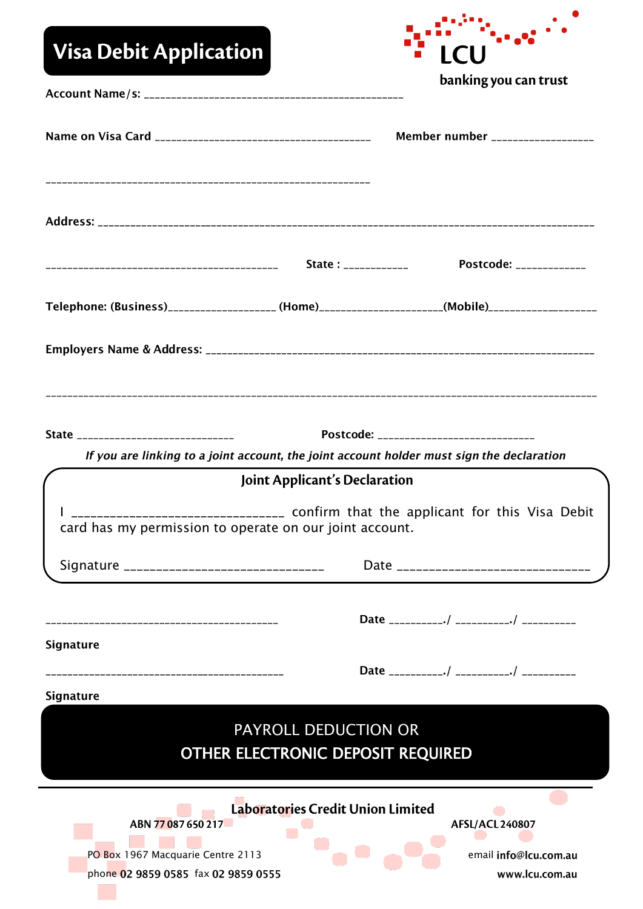# Visa Debit Application

**LCU**

**banking you can trust**

**Account Name/s:** _______________________________________________

**Name on Visa Card** ________________________________________ **Member number** __________________

_____________________________________________________________

**Address:** _____________________________________________________________________________________________

___________________________________________ **State :** ____________ **Postcode:** _____________

**Telephone: (Business)**____________________ **(Home)**______________________**(Mobile)**____________________

**Employers Name & Address:** ______________________________________________________________________

____________________________________________________________________________________________________

**State** _____________________________ **Postcode:** ____________________________

***If you are linking to a joint account, the joint account holder must sign the declaration***

## Joint Applicant's Declaration

I ______________________________ confirm that the applicant for this Visa Debit card has my permission to operate on our joint account.

Signature ______________________________ Date ______________________________

___________________________________________ **Date** __________./ __________./ __________

**Signature**

___________________________________________ **Date** __________./ __________./ __________

**Signature**

**PAYROLL DEDUCTION OR**

**OTHER ELECTRONIC DEPOSIT REQUIRED**

---

**Laboratories Credit Union Limited**

**ABN 77 087 650 217** **AFSL/ACL 240807**

PO Box 1967 Macquarie Centre 2113

phone **02 9859 0585** fax **02 9859 0555**

email **info@lcu.com.au**

**www.lcu.com.au**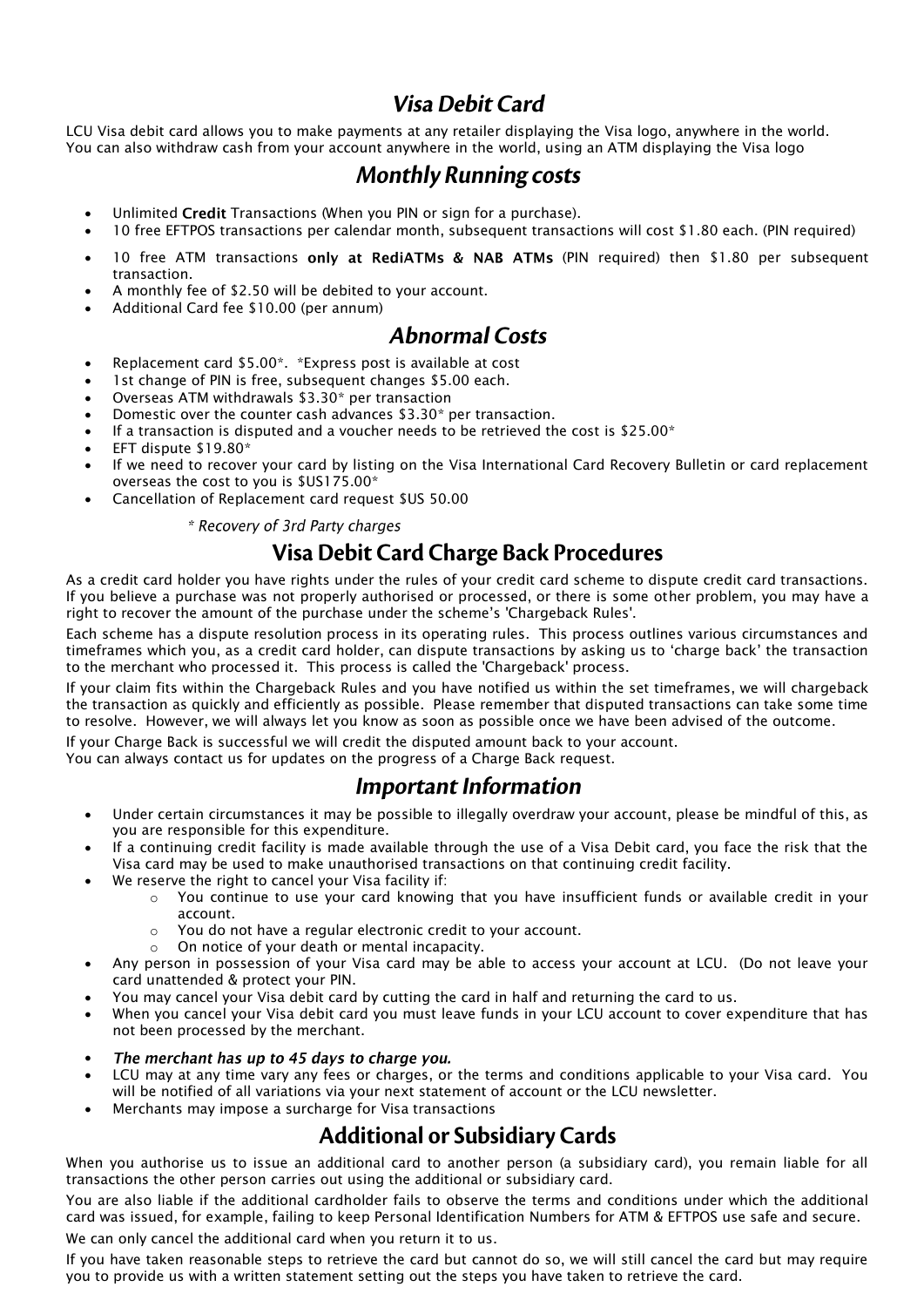## *Visa Debit Card*

LCU Visa debit card allows you to make payments at any retailer displaying the Visa logo, anywhere in the world.
You can also withdraw cash from your account anywhere in the world, using an ATM displaying the Visa logo

## *Monthly Running costs*

- Unlimited **Credit** Transactions (When you PIN or sign for a purchase).
- 10 free EFTPOS transactions per calendar month, subsequent transactions will cost $1.80 each. (PIN required)
- 10 free ATM transactions **only at RediATMs & NAB ATMs** (PIN required) then $1.80 per subsequent transaction.
- A monthly fee of $2.50 will be debited to your account.
- Additional Card fee $10.00 (per annum)

## *Abnormal Costs*

- Replacement card $5.00*. *Express post is available at cost
- 1st change of PIN is free, subsequent changes $5.00 each.
- Overseas ATM withdrawals $3.30* per transaction
- Domestic over the counter cash advances $3.30* per transaction.
- If a transaction is disputed and a voucher needs to be retrieved the cost is $25.00*
- EFT dispute $19.80*
- If we need to recover your card by listing on the Visa International Card Recovery Bulletin or card replacement overseas the cost to you is $US175.00*
- Cancellation of Replacement card request $US 50.00

*\* Recovery of 3rd Party charges*

## Visa Debit Card Charge Back Procedures

As a credit card holder you have rights under the rules of your credit card scheme to dispute credit card transactions. If you believe a purchase was not properly authorised or processed, or there is some other problem, you may have a right to recover the amount of the purchase under the scheme's 'Chargeback Rules'.

Each scheme has a dispute resolution process in its operating rules. This process outlines various circumstances and timeframes which you, as a credit card holder, can dispute transactions by asking us to 'charge back' the transaction to the merchant who processed it. This process is called the 'Chargeback' process.

If your claim fits within the Chargeback Rules and you have notified us within the set timeframes, we will chargeback the transaction as quickly and efficiently as possible. Please remember that disputed transactions can take some time to resolve. However, we will always let you know as soon as possible once we have been advised of the outcome.

If your Charge Back is successful we will credit the disputed amount back to your account.
You can always contact us for updates on the progress of a Charge Back request.

## *Important Information*

- Under certain circumstances it may be possible to illegally overdraw your account, please be mindful of this, as you are responsible for this expenditure.
- If a continuing credit facility is made available through the use of a Visa Debit card, you face the risk that the Visa card may be used to make unauthorised transactions on that continuing credit facility.
- We reserve the right to cancel your Visa facility if:
  - You continue to use your card knowing that you have insufficient funds or available credit in your account.
  - You do not have a regular electronic credit to your account.
  - On notice of your death or mental incapacity.
- Any person in possession of your Visa card may be able to access your account at LCU. (Do not leave your card unattended & protect your PIN.
- You may cancel your Visa debit card by cutting the card in half and returning the card to us.
- When you cancel your Visa debit card you must leave funds in your LCU account to cover expenditure that has not been processed by the merchant.
- ***The merchant has up to 45 days to charge you.***
- LCU may at any time vary any fees or charges, or the terms and conditions applicable to your Visa card. You will be notified of all variations via your next statement of account or the LCU newsletter.
- Merchants may impose a surcharge for Visa transactions

## Additional or Subsidiary Cards

When you authorise us to issue an additional card to another person (a subsidiary card), you remain liable for all transactions the other person carries out using the additional or subsidiary card.

You are also liable if the additional cardholder fails to observe the terms and conditions under which the additional card was issued, for example, failing to keep Personal Identification Numbers for ATM & EFTPOS use safe and secure.

We can only cancel the additional card when you return it to us.

If you have taken reasonable steps to retrieve the card but cannot do so, we will still cancel the card but may require you to provide us with a written statement setting out the steps you have taken to retrieve the card.